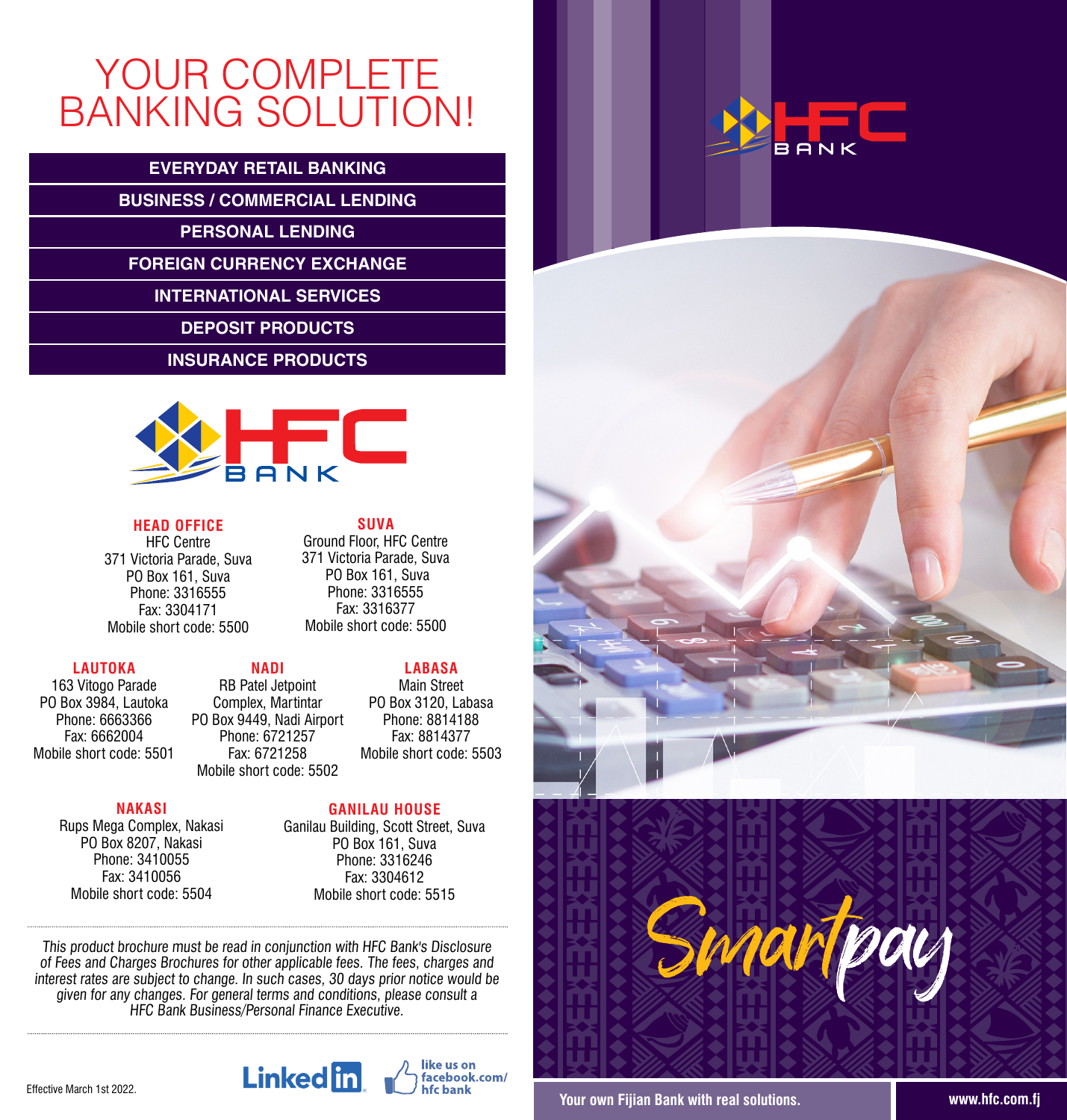# YOUR COMPLETE BANKING SOLUTION!

- EVERYDAY RETAIL BANKING
- BUSINESS / COMMERCIAL LENDING
- PERSONAL LENDING
- FOREIGN CURRENCY EXCHANGE
- INTERNATIONAL SERVICES
- DEPOSIT PRODUCTS
- INSURANCE PRODUCTS

HFC BANK

**HEAD OFFICE**
HFC Centre
371 Victoria Parade, Suva
PO Box 161, Suva
Phone: 3316555
Fax: 3304171
Mobile short code: 5500

**SUVA**
Ground Floor, HFC Centre
371 Victoria Parade, Suva
PO Box 161, Suva
Phone: 3316555
Fax: 3316377
Mobile short code: 5500

**LAUTOKA**
163 Vitogo Parade
PO Box 3984, Lautoka
Phone: 6663366
Fax: 6662004
Mobile short code: 5501

**NADI**
RB Patel Jetpoint
Complex, Martintar
PO Box 9449, Nadi Airport
Phone: 6721257
Fax: 6721258
Mobile short code: 5502

**LABASA**
Main Street
PO Box 3120, Labasa
Phone: 8814188
Fax: 8814377
Mobile short code: 5503

**NAKASI**
Rups Mega Complex, Nakasi
PO Box 8207, Nakasi
Phone: 3410055
Fax: 3410056
Mobile short code: 5504

**GANILAU HOUSE**
Ganilau Building, Scott Street, Suva
PO Box 161, Suva
Phone: 3316246
Fax: 3304612
Mobile short code: 5515

*This product brochure must be read in conjunction with HFC Bank's Disclosure of Fees and Charges Brochures for other applicable fees. The fees, charges and interest rates are subject to change. In such cases, 30 days prior notice would be given for any changes. For general terms and conditions, please consult a HFC Bank Business/Personal Finance Executive.*

Effective March 1st 2022.

LinkedIn | like us on facebook.com/hfc bank

HFC BANK

# Smartpay

**Your own Fijian Bank with real solutions.** | **www.hfc.com.fj**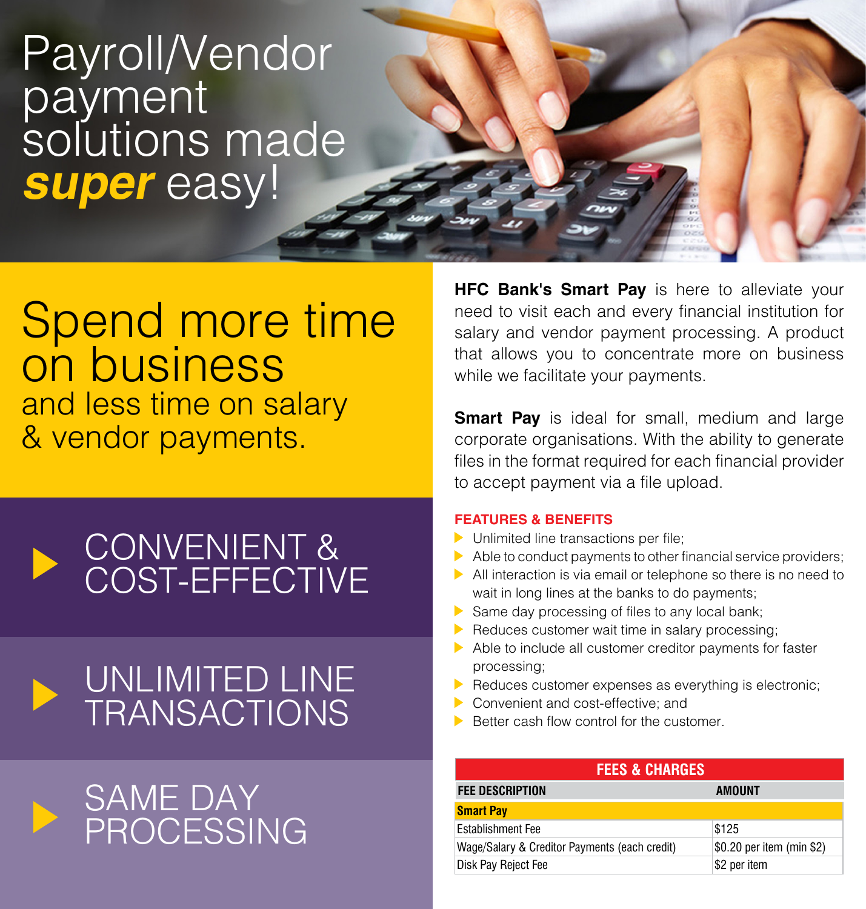# Payroll/Vendor payment solutions made ***super*** easy!

## Spend more time on business

and less time on salary & vendor payments.

- CONVENIENT & COST-EFFECTIVE
- UNLIMITED LINE TRANSACTIONS
- SAME DAY PROCESSING

**HFC Bank's Smart Pay** is here to alleviate your need to visit each and every financial institution for salary and vendor payment processing. A product that allows you to concentrate more on business while we facilitate your payments.

**Smart Pay** is ideal for small, medium and large corporate organisations. With the ability to generate files in the format required for each financial provider to accept payment via a file upload.

### FEATURES & BENEFITS

- Unlimited line transactions per file;
- Able to conduct payments to other financial service providers;
- All interaction is via email or telephone so there is no need to wait in long lines at the banks to do payments;
- Same day processing of files to any local bank;
- Reduces customer wait time in salary processing;
- Able to include all customer creditor payments for faster processing;
- Reduces customer expenses as everything is electronic;
- Convenient and cost-effective; and
- Better cash flow control for the customer.

**FEES & CHARGES**

| FEE DESCRIPTION | AMOUNT |
| --- | --- |
| **Smart Pay** | |
| Establishment Fee | $125 |
| Wage/Salary & Creditor Payments (each credit) | $0.20 per item (min $2) |
| Disk Pay Reject Fee | $2 per item |